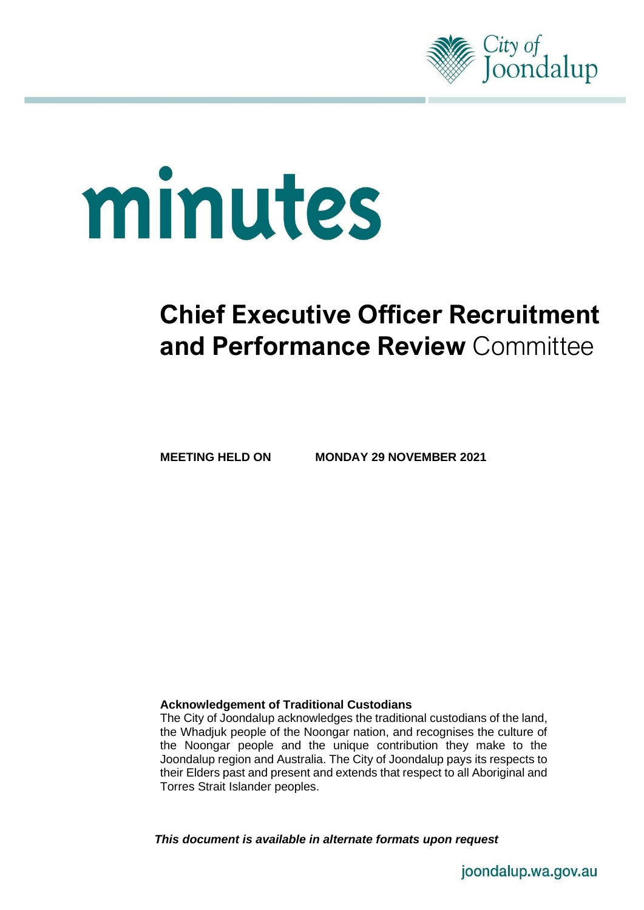# minutes

## Chief Executive Officer Recruitment and Performance Review Committee

**MEETING HELD ON MONDAY 29 NOVEMBER 2021**

**Acknowledgement of Traditional Custodians**

The City of Joondalup acknowledges the traditional custodians of the land, the Whadjuk people of the Noongar nation, and recognises the culture of the Noongar people and the unique contribution they make to the Joondalup region and Australia. The City of Joondalup pays its respects to their Elders past and present and extends that respect to all Aboriginal and Torres Strait Islander peoples.

***This document is available in alternate formats upon request***

joondalup.wa.gov.au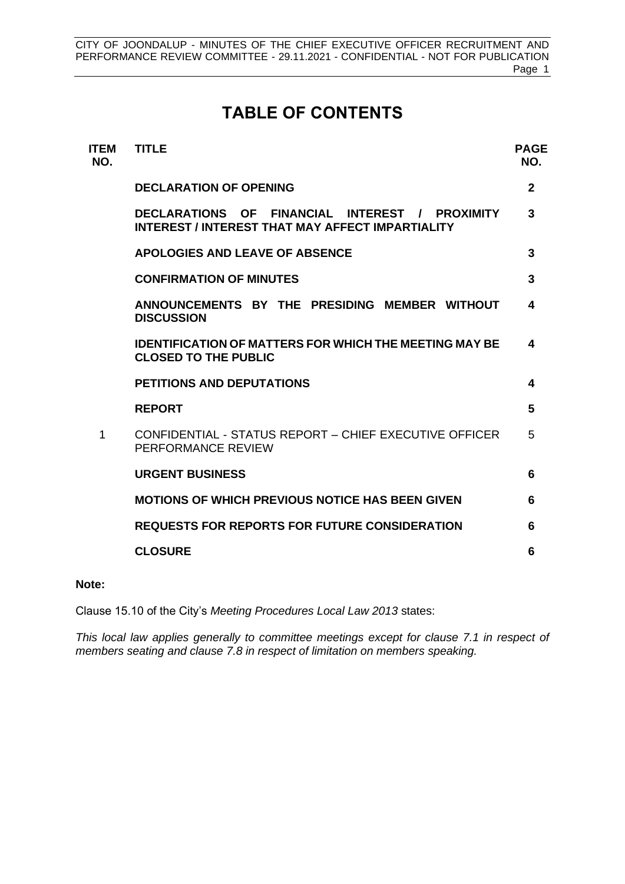# TABLE OF CONTENTS

| ITEM NO. | TITLE | PAGE NO. |
|---|---|---|
| | **DECLARATION OF OPENING** | **2** |
| | **DECLARATIONS OF FINANCIAL INTEREST / PROXIMITY INTEREST / INTEREST THAT MAY AFFECT IMPARTIALITY** | **3** |
| | **APOLOGIES AND LEAVE OF ABSENCE** | **3** |
| | **CONFIRMATION OF MINUTES** | **3** |
| | **ANNOUNCEMENTS BY THE PRESIDING MEMBER WITHOUT DISCUSSION** | **4** |
| | **IDENTIFICATION OF MATTERS FOR WHICH THE MEETING MAY BE CLOSED TO THE PUBLIC** | **4** |
| | **PETITIONS AND DEPUTATIONS** | **4** |
| | **REPORT** | **5** |
| 1 | CONFIDENTIAL - STATUS REPORT – CHIEF EXECUTIVE OFFICER PERFORMANCE REVIEW | 5 |
| | **URGENT BUSINESS** | **6** |
| | **MOTIONS OF WHICH PREVIOUS NOTICE HAS BEEN GIVEN** | **6** |
| | **REQUESTS FOR REPORTS FOR FUTURE CONSIDERATION** | **6** |
| | **CLOSURE** | **6** |

**Note:**

Clause 15.10 of the City's *Meeting Procedures Local Law 2013* states:

*This local law applies generally to committee meetings except for clause 7.1 in respect of members seating and clause 7.8 in respect of limitation on members speaking.*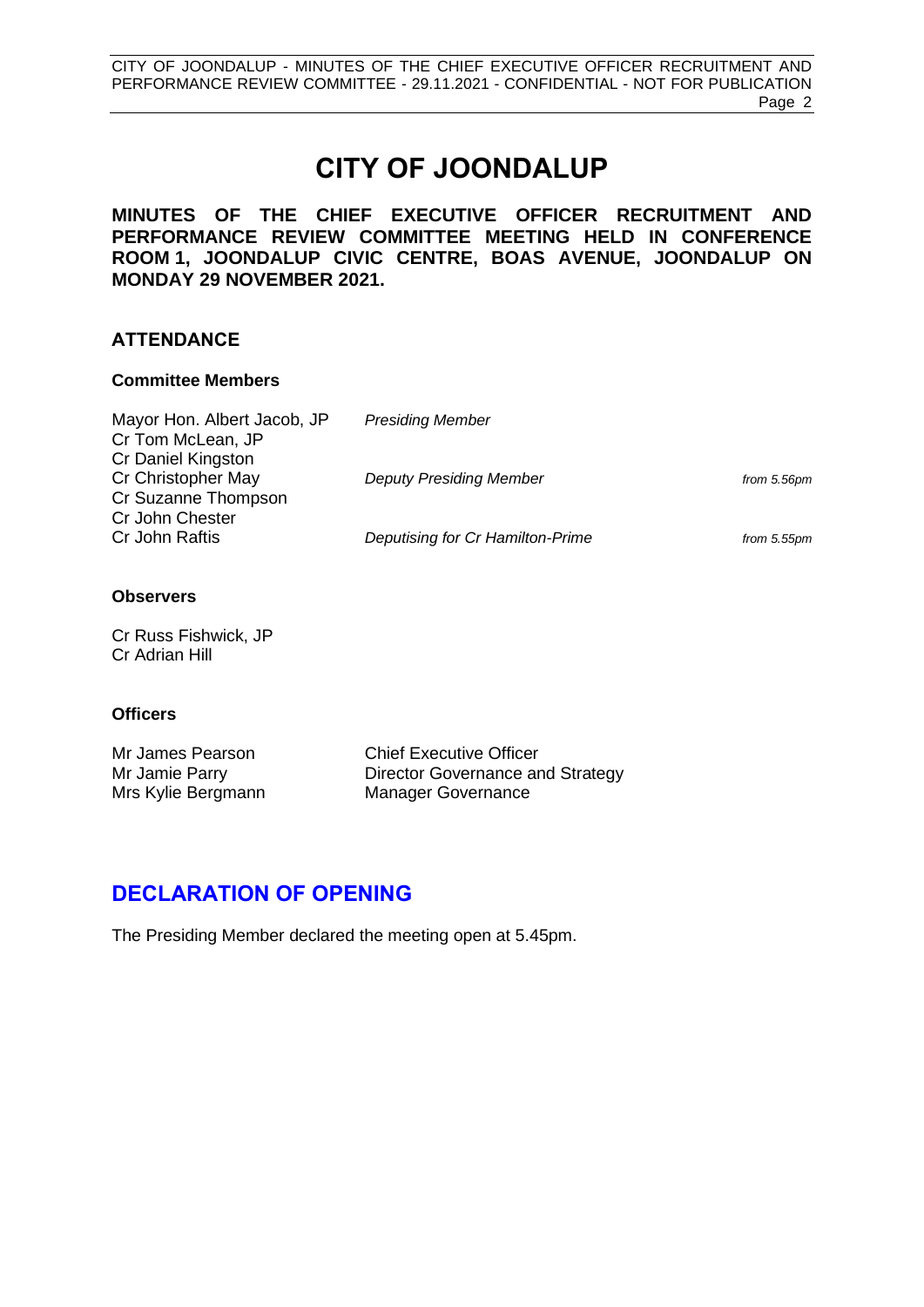# CITY OF JOONDALUP

**MINUTES OF THE CHIEF EXECUTIVE OFFICER RECRUITMENT AND PERFORMANCE REVIEW COMMITTEE MEETING HELD IN CONFERENCE ROOM 1, JOONDALUP CIVIC CENTRE, BOAS AVENUE, JOONDALUP ON MONDAY 29 NOVEMBER 2021.**

## ATTENDANCE

### Committee Members

| | | |
|---|---|---|
| Mayor Hon. Albert Jacob, JP | *Presiding Member* | |
| Cr Tom McLean, JP | | |
| Cr Daniel Kingston | | |
| Cr Christopher May | *Deputy Presiding Member* | *from 5.56pm* |
| Cr Suzanne Thompson | | |
| Cr John Chester | | |
| Cr John Raftis | *Deputising for Cr Hamilton-Prime* | *from 5.55pm* |

### Observers

Cr Russ Fishwick, JP
Cr Adrian Hill

### Officers

| | |
|---|---|
| Mr James Pearson | Chief Executive Officer |
| Mr Jamie Parry | Director Governance and Strategy |
| Mrs Kylie Bergmann | Manager Governance |

## DECLARATION OF OPENING

The Presiding Member declared the meeting open at 5.45pm.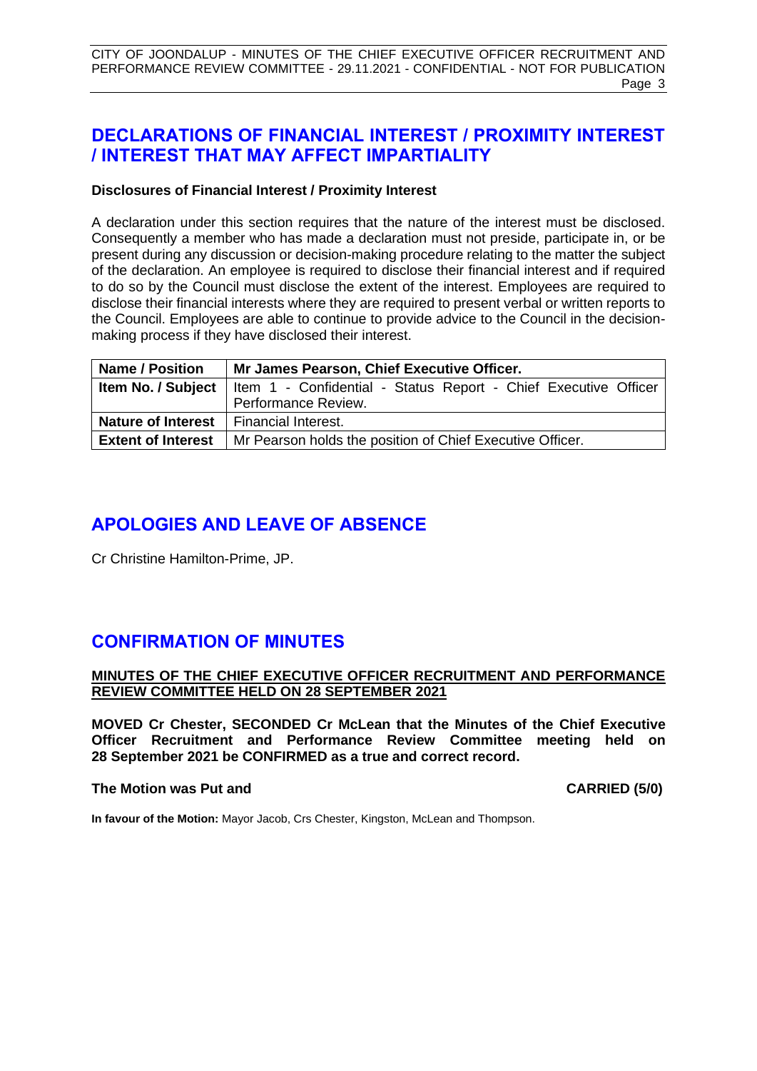## DECLARATIONS OF FINANCIAL INTEREST / PROXIMITY INTEREST / INTEREST THAT MAY AFFECT IMPARTIALITY

**Disclosures of Financial Interest / Proximity Interest**

A declaration under this section requires that the nature of the interest must be disclosed. Consequently a member who has made a declaration must not preside, participate in, or be present during any discussion or decision-making procedure relating to the matter the subject of the declaration. An employee is required to disclose their financial interest and if required to do so by the Council must disclose the extent of the interest. Employees are required to disclose their financial interests where they are required to present verbal or written reports to the Council. Employees are able to continue to provide advice to the Council in the decision-making process if they have disclosed their interest.

| **Name / Position** | **Mr James Pearson, Chief Executive Officer.** |
|---|---|
| **Item No. / Subject** | Item 1 - Confidential - Status Report - Chief Executive Officer Performance Review. |
| **Nature of Interest** | Financial Interest. |
| **Extent of Interest** | Mr Pearson holds the position of Chief Executive Officer. |

## APOLOGIES AND LEAVE OF ABSENCE

Cr Christine Hamilton-Prime, JP.

## CONFIRMATION OF MINUTES

**MINUTES OF THE CHIEF EXECUTIVE OFFICER RECRUITMENT AND PERFORMANCE REVIEW COMMITTEE HELD ON 28 SEPTEMBER 2021**

**MOVED Cr Chester, SECONDED Cr McLean that the Minutes of the Chief Executive Officer Recruitment and Performance Review Committee meeting held on 28 September 2021 be CONFIRMED as a true and correct record.**

**The Motion was Put and CARRIED (5/0)**

**In favour of the Motion:** Mayor Jacob, Crs Chester, Kingston, McLean and Thompson.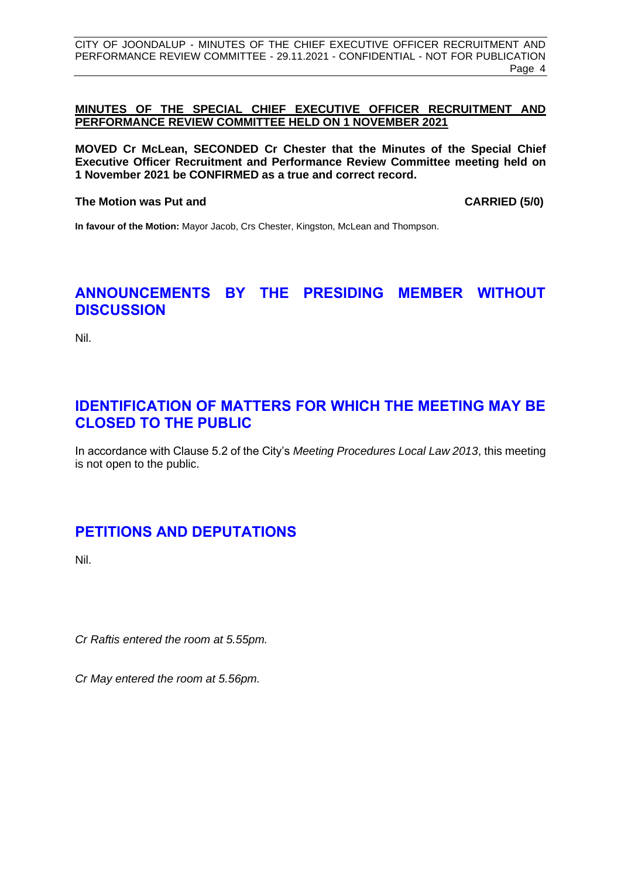**MINUTES OF THE SPECIAL CHIEF EXECUTIVE OFFICER RECRUITMENT AND PERFORMANCE REVIEW COMMITTEE HELD ON 1 NOVEMBER 2021**

**MOVED Cr McLean, SECONDED Cr Chester that the Minutes of the Special Chief Executive Officer Recruitment and Performance Review Committee meeting held on 1 November 2021 be CONFIRMED as a true and correct record.**

**The Motion was Put and CARRIED (5/0)**

**In favour of the Motion:** Mayor Jacob, Crs Chester, Kingston, McLean and Thompson.

## ANNOUNCEMENTS BY THE PRESIDING MEMBER WITHOUT DISCUSSION

Nil.

## IDENTIFICATION OF MATTERS FOR WHICH THE MEETING MAY BE CLOSED TO THE PUBLIC

In accordance with Clause 5.2 of the City's *Meeting Procedures Local Law 2013*, this meeting is not open to the public.

## PETITIONS AND DEPUTATIONS

Nil.

*Cr Raftis entered the room at 5.55pm.*

*Cr May entered the room at 5.56pm.*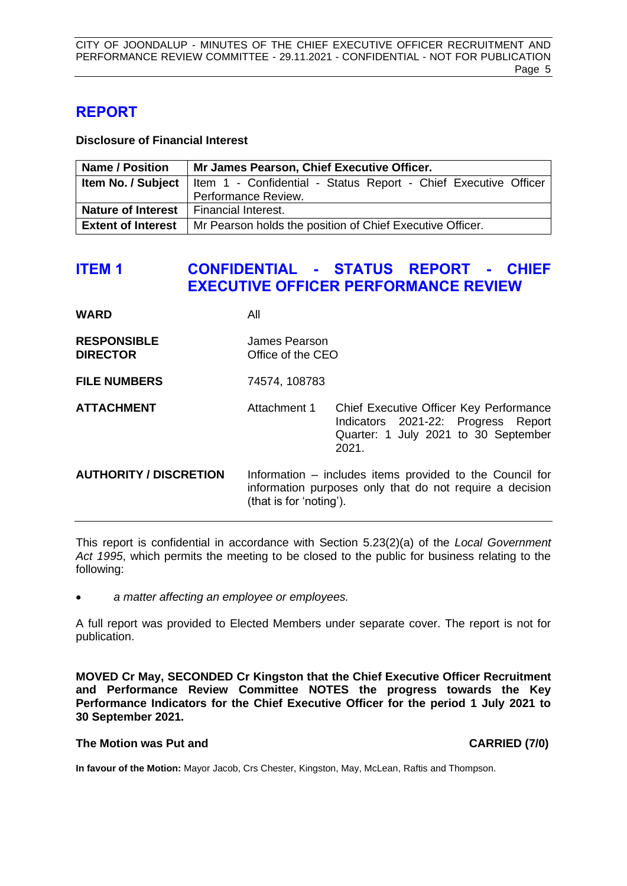# REPORT

**Disclosure of Financial Interest**

| **Name / Position** | **Mr James Pearson, Chief Executive Officer.** |
|---|---|
| **Item No. / Subject** | Item 1 - Confidential - Status Report - Chief Executive Officer Performance Review. |
| **Nature of Interest** | Financial Interest. |
| **Extent of Interest** | Mr Pearson holds the position of Chief Executive Officer. |

## ITEM 1 CONFIDENTIAL - STATUS REPORT - CHIEF EXECUTIVE OFFICER PERFORMANCE REVIEW

| | | |
|---|---|---|
| **WARD** | All | |
| **RESPONSIBLE DIRECTOR** | James Pearson<br>Office of the CEO | |
| **FILE NUMBERS** | 74574, 108783 | |
| **ATTACHMENT** | Attachment 1 | Chief Executive Officer Key Performance Indicators 2021-22: Progress Report Quarter: 1 July 2021 to 30 September 2021. |
| **AUTHORITY / DISCRETION** | Information – includes items provided to the Council for information purposes only that do not require a decision (that is for 'noting'). | |

This report is confidential in accordance with Section 5.23(2)(a) of the *Local Government Act 1995*, which permits the meeting to be closed to the public for business relating to the following:

- *a matter affecting an employee or employees.*

A full report was provided to Elected Members under separate cover. The report is not for publication.

**MOVED Cr May, SECONDED Cr Kingston that the Chief Executive Officer Recruitment and Performance Review Committee NOTES the progress towards the Key Performance Indicators for the Chief Executive Officer for the period 1 July 2021 to 30 September 2021.**

**The Motion was Put and CARRIED (7/0)**

**In favour of the Motion:** Mayor Jacob, Crs Chester, Kingston, May, McLean, Raftis and Thompson.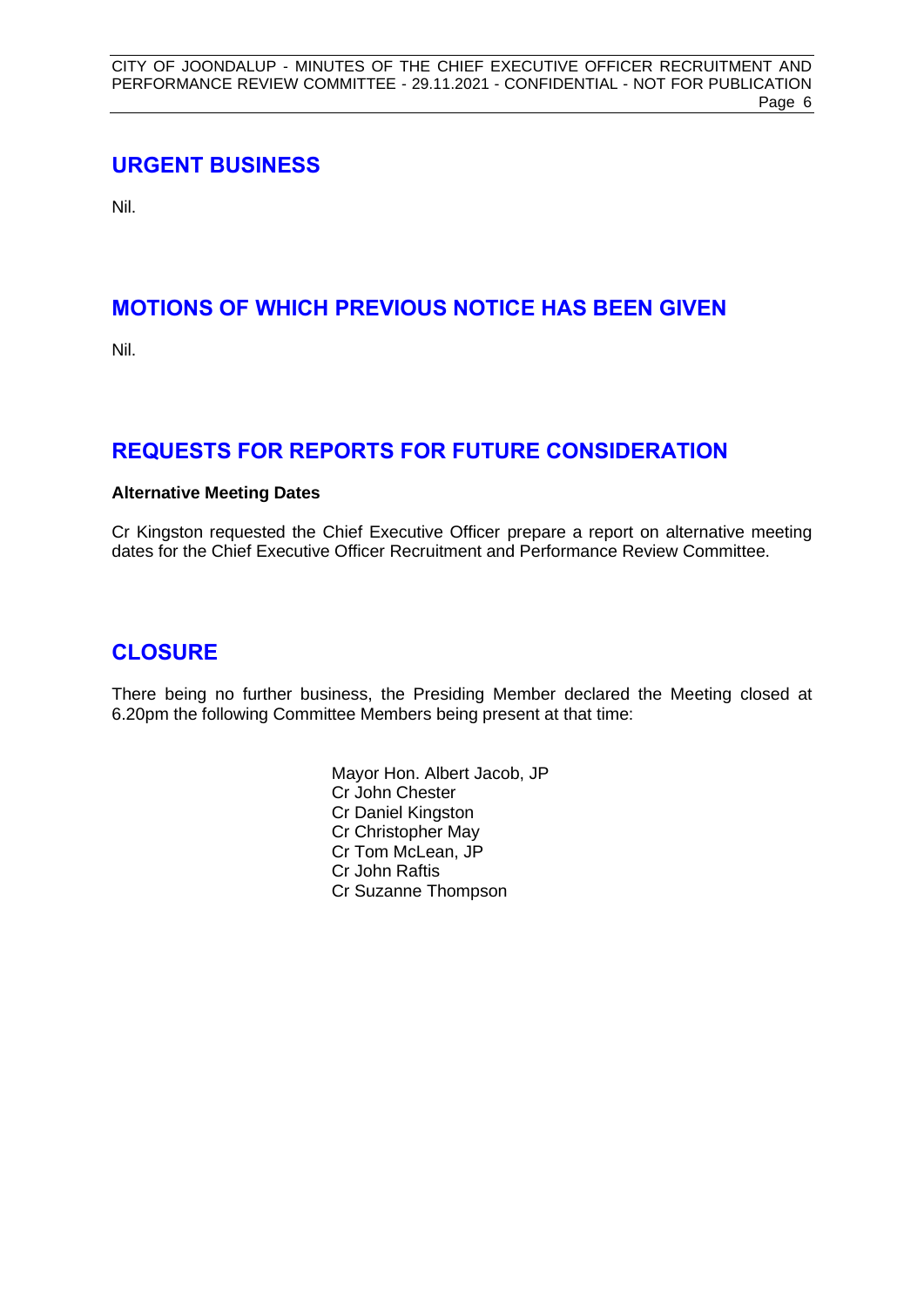## URGENT BUSINESS

Nil.

## MOTIONS OF WHICH PREVIOUS NOTICE HAS BEEN GIVEN

Nil.

## REQUESTS FOR REPORTS FOR FUTURE CONSIDERATION

**Alternative Meeting Dates**

Cr Kingston requested the Chief Executive Officer prepare a report on alternative meeting dates for the Chief Executive Officer Recruitment and Performance Review Committee.

## CLOSURE

There being no further business, the Presiding Member declared the Meeting closed at 6.20pm the following Committee Members being present at that time:

Mayor Hon. Albert Jacob, JP
Cr John Chester
Cr Daniel Kingston
Cr Christopher May
Cr Tom McLean, JP
Cr John Raftis
Cr Suzanne Thompson